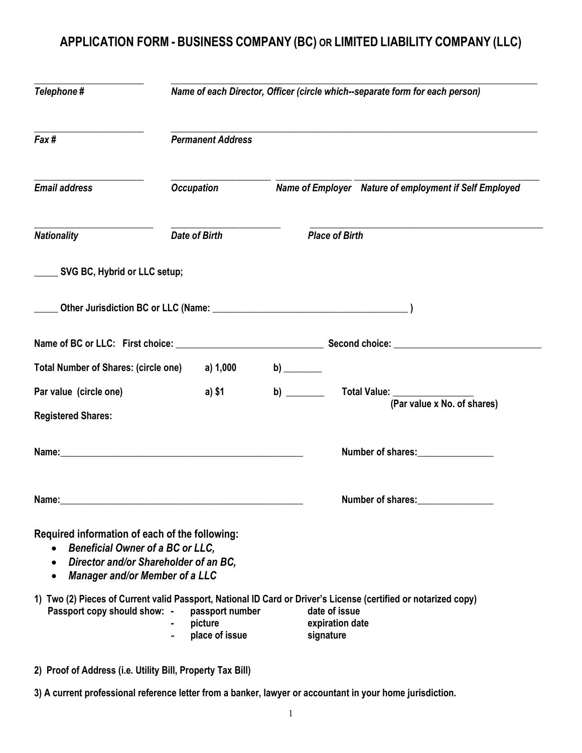# APPLICATION FORM - BUSINESS COMPANY (BC) OR LIMITED LIABILITY COMPANY (LLC)

| ______________________ | __________________________________________________________________ |
|---|---|
| *Telephone #* | *Name of each Director, Officer (circle which--separate form for each person)* |
| ______________________ | __________________________________________________________________ |
| *Fax #* | *Permanent Address* |

| ______________________ | ____________________ | ______________ | ____________________________________ |
|---|---|---|---|
| *Email address* | *Occupation* | *Name of Employer* | *Nature of employment if Self Employed* |

| ______________________ | ____________________ | ____________________________________________ |
|---|---|---|
| *Nationality* | *Date of Birth* | *Place of Birth* |

_____ **SVG BC, Hybrid or LLC setup;**

_____ **Other Jurisdiction BC or LLC (Name: ________________________________________ )**

**Name of BC or LLC: First choice: ______________________________ Second choice: ______________________________**

**Total Number of Shares: (circle one)** a) 1,000 b) ________

**Par value (circle one)** a) $1 b) ________ **Total Value: ________________**
(Par value x No. of shares)

**Registered Shares:**

**Name:**____________________________________________________ **Number of shares:**________________

**Name:**____________________________________________________ **Number of shares:**________________

**Required information of each of the following:**

- ***Beneficial Owner of a BC or LLC,***
- ***Director and/or Shareholder of an BC,***
- ***Manager and/or Member of a LLC***

**1) Two (2) Pieces of Current valid Passport, National ID Card or Driver's License (certified or notarized copy)**

**Passport copy should show:**
- passport number
- picture
- place of issue
- date of issue
- expiration date
- signature

**2) Proof of Address (i.e. Utility Bill, Property Tax Bill)**

**3) A current professional reference letter from a banker, lawyer or accountant in your home jurisdiction.**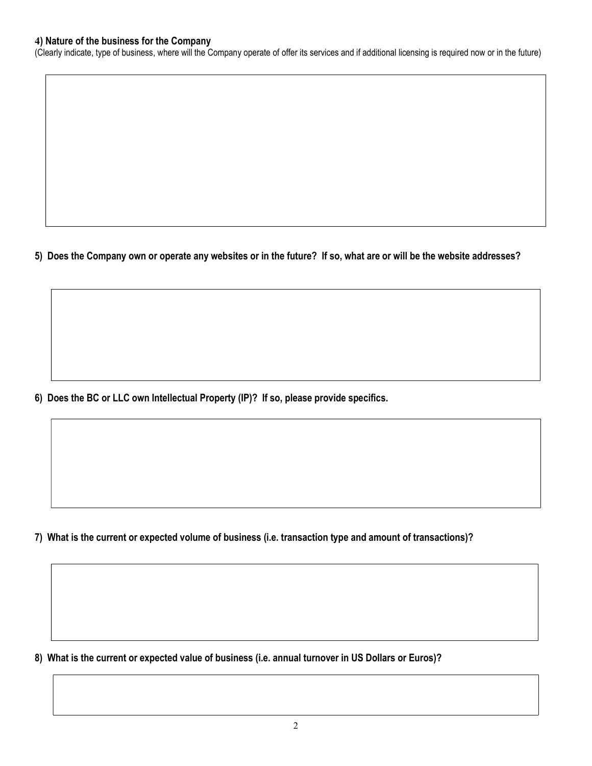**4) Nature of the business for the Company**

(Clearly indicate, type of business, where will the Company operate of offer its services and if additional licensing is required now or in the future)

**5) Does the Company own or operate any websites or in the future? If so, what are or will be the website addresses?**

**6) Does the BC or LLC own Intellectual Property (IP)? If so, please provide specifics.**

**7) What is the current or expected volume of business (i.e. transaction type and amount of transactions)?**

**8) What is the current or expected value of business (i.e. annual turnover in US Dollars or Euros)?**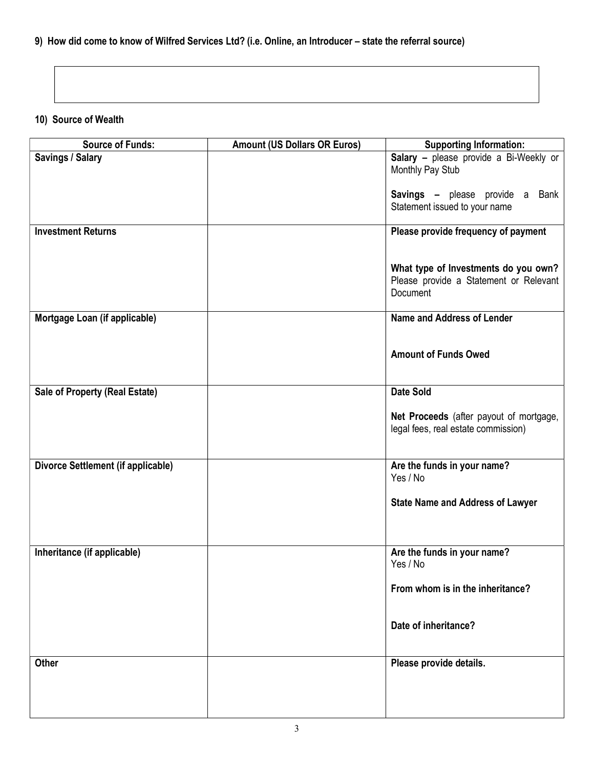**9) How did come to know of Wilfred Services Ltd? (i.e. Online, an Introducer – state the referral source)**

**10) Source of Wealth**

| Source of Funds: | Amount (US Dollars OR Euros) | Supporting Information: |
|---|---|---|
| **Savings / Salary** | | **Salary –** please provide a Bi-Weekly or Monthly Pay Stub<br><br>**Savings –** please provide a Bank Statement issued to your name |
| **Investment Returns** | | **Please provide frequency of payment**<br><br>**What type of Investments do you own?** Please provide a Statement or Relevant Document |
| **Mortgage Loan (if applicable)** | | **Name and Address of Lender**<br><br>**Amount of Funds Owed** |
| **Sale of Property (Real Estate)** | | **Date Sold**<br><br>**Net Proceeds** (after payout of mortgage, legal fees, real estate commission) |
| **Divorce Settlement (if applicable)** | | **Are the funds in your name?**<br>Yes / No<br><br>**State Name and Address of Lawyer** |
| **Inheritance (if applicable)** | | **Are the funds in your name?**<br>Yes / No<br><br>**From whom is in the inheritance?**<br><br>**Date of inheritance?** |
| **Other** | | **Please provide details.** |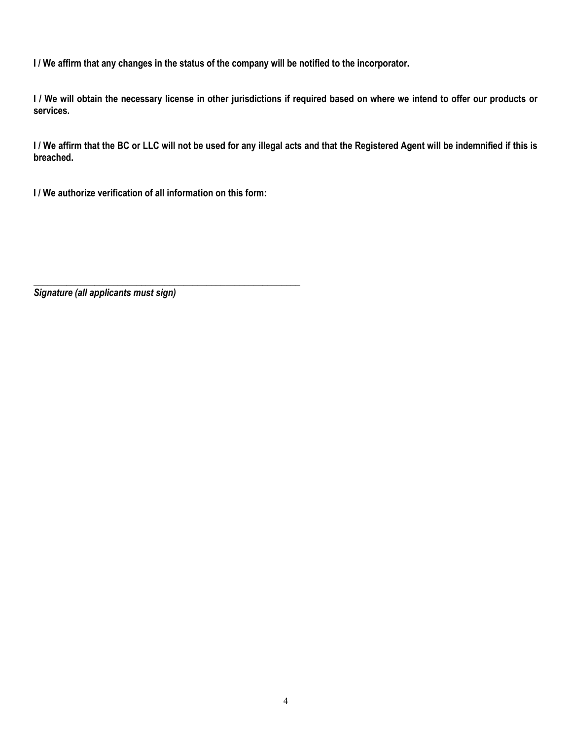**I / We affirm that any changes in the status of the company will be notified to the incorporator.**

**I / We will obtain the necessary license in other jurisdictions if required based on where we intend to offer our products or services.**

**I / We affirm that the BC or LLC will not be used for any illegal acts and that the Registered Agent will be indemnified if this is breached.**

**I / We authorize verification of all information on this form:**

\_\_\_\_\_\_\_\_\_\_\_\_\_\_\_\_\_\_\_\_\_\_\_\_\_\_\_\_\_\_\_\_\_\_\_\_\_\_\_\_\_\_\_\_\_\_\_\_\_\_\_\_\_\_\_\_
***Signature (all applicants must sign)***